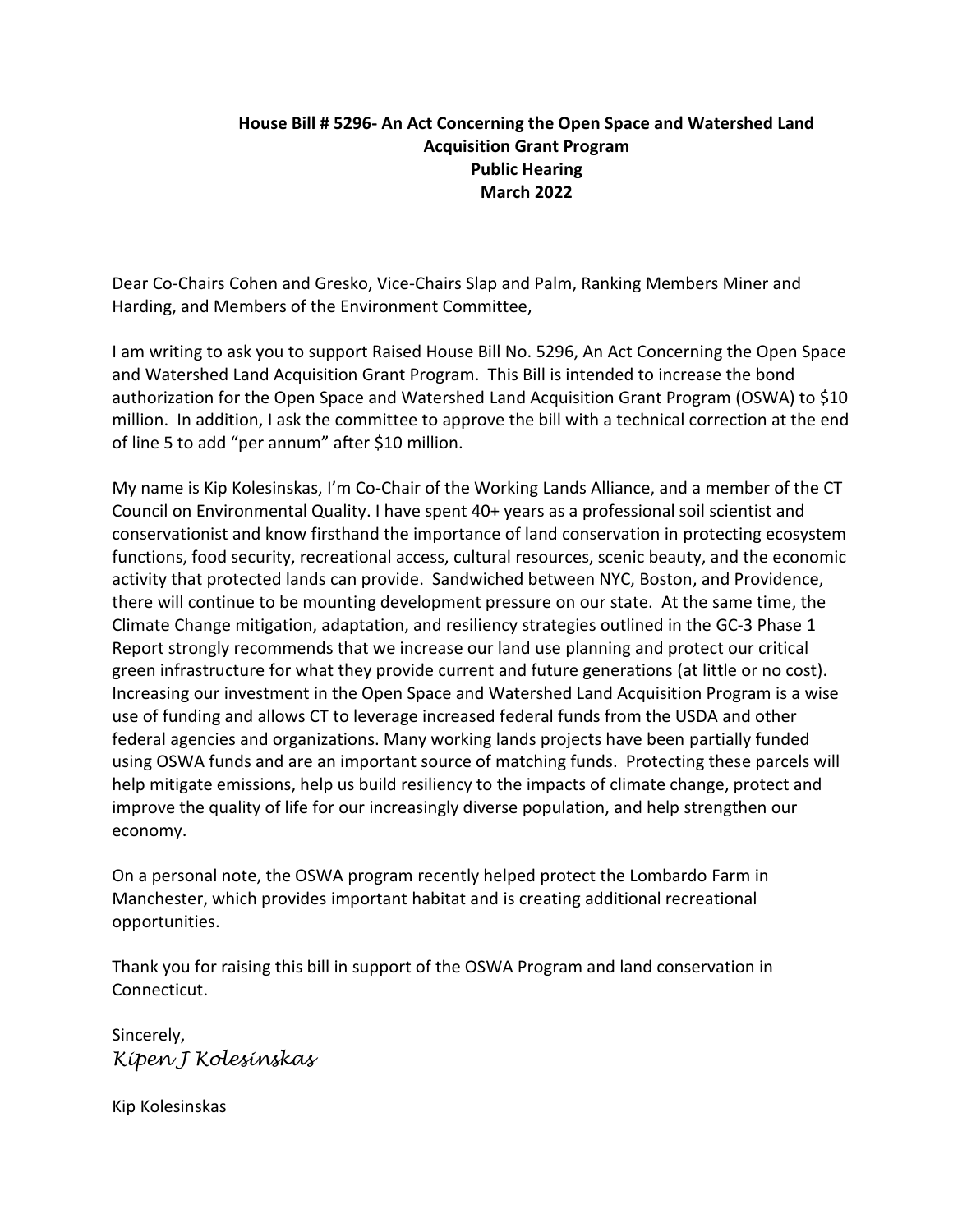**House Bill # 5296- An Act Concerning the Open Space and Watershed Land Acquisition Grant Program**
**Public Hearing**
**March 2022**

Dear Co-Chairs Cohen and Gresko, Vice-Chairs Slap and Palm, Ranking Members Miner and Harding, and Members of the Environment Committee,

I am writing to ask you to support Raised House Bill No. 5296, An Act Concerning the Open Space and Watershed Land Acquisition Grant Program. This Bill is intended to increase the bond authorization for the Open Space and Watershed Land Acquisition Grant Program (OSWA) to $10 million. In addition, I ask the committee to approve the bill with a technical correction at the end of line 5 to add "per annum" after $10 million.

My name is Kip Kolesinskas, I'm Co-Chair of the Working Lands Alliance, and a member of the CT Council on Environmental Quality. I have spent 40+ years as a professional soil scientist and conservationist and know firsthand the importance of land conservation in protecting ecosystem functions, food security, recreational access, cultural resources, scenic beauty, and the economic activity that protected lands can provide. Sandwiched between NYC, Boston, and Providence, there will continue to be mounting development pressure on our state. At the same time, the Climate Change mitigation, adaptation, and resiliency strategies outlined in the GC-3 Phase 1 Report strongly recommends that we increase our land use planning and protect our critical green infrastructure for what they provide current and future generations (at little or no cost). Increasing our investment in the Open Space and Watershed Land Acquisition Program is a wise use of funding and allows CT to leverage increased federal funds from the USDA and other federal agencies and organizations. Many working lands projects have been partially funded using OSWA funds and are an important source of matching funds. Protecting these parcels will help mitigate emissions, help us build resiliency to the impacts of climate change, protect and improve the quality of life for our increasingly diverse population, and help strengthen our economy.

On a personal note, the OSWA program recently helped protect the Lombardo Farm in Manchester, which provides important habitat and is creating additional recreational opportunities.

Thank you for raising this bill in support of the OSWA Program and land conservation in Connecticut.

Sincerely,
*Kipen J Kolesinskas*

Kip Kolesinskas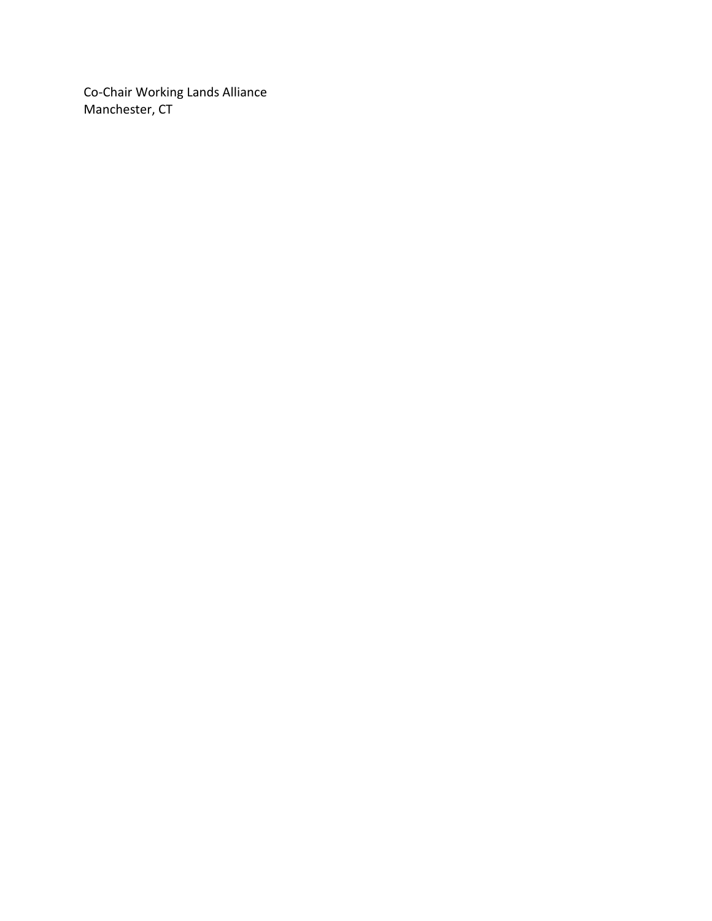Co-Chair Working Lands Alliance
Manchester, CT